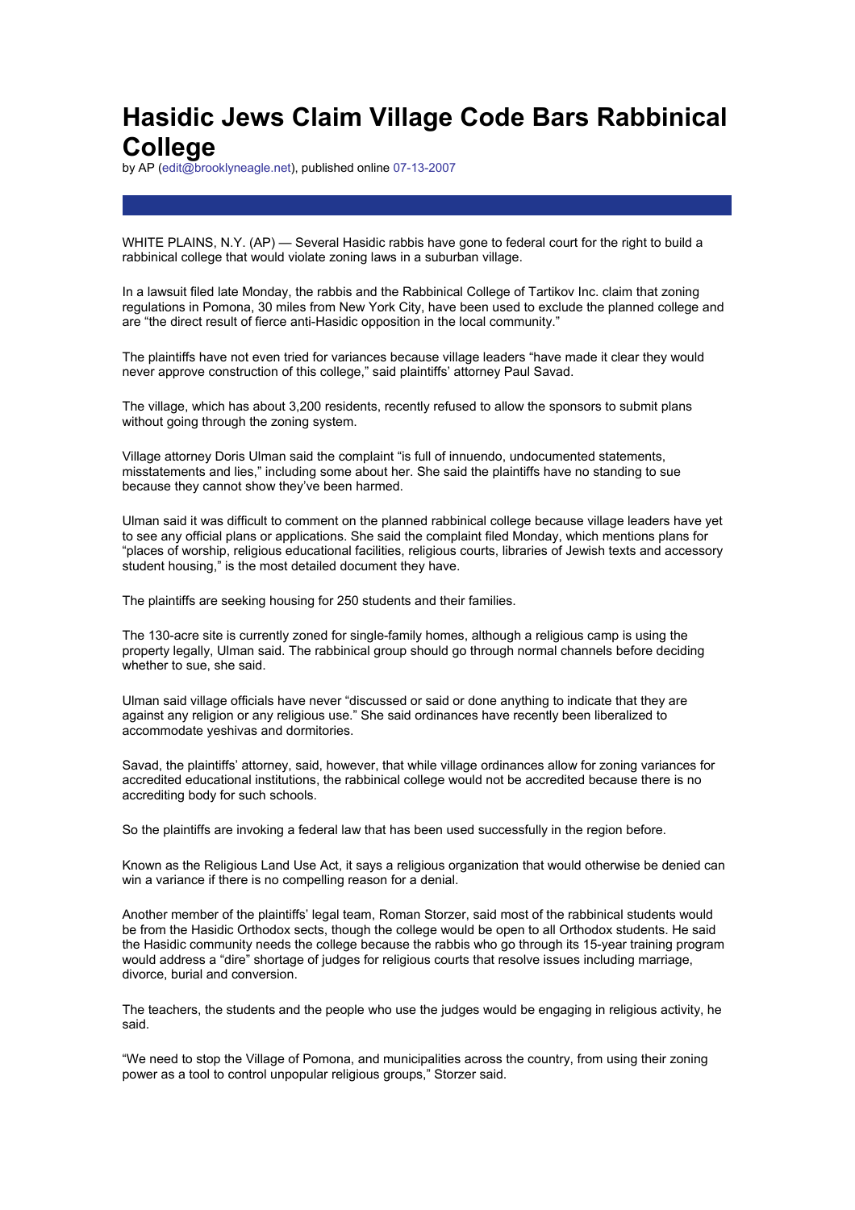# Hasidic Jews Claim Village Code Bars Rabbinical College

by AP (edit@brooklyneagle.net), published online 07-13-2007

WHITE PLAINS, N.Y. (AP) — Several Hasidic rabbis have gone to federal court for the right to build a rabbinical college that would violate zoning laws in a suburban village.

In a lawsuit filed late Monday, the rabbis and the Rabbinical College of Tartikov Inc. claim that zoning regulations in Pomona, 30 miles from New York City, have been used to exclude the planned college and are "the direct result of fierce anti-Hasidic opposition in the local community."

The plaintiffs have not even tried for variances because village leaders "have made it clear they would never approve construction of this college," said plaintiffs' attorney Paul Savad.

The village, which has about 3,200 residents, recently refused to allow the sponsors to submit plans without going through the zoning system.

Village attorney Doris Ulman said the complaint "is full of innuendo, undocumented statements, misstatements and lies," including some about her. She said the plaintiffs have no standing to sue because they cannot show they've been harmed.

Ulman said it was difficult to comment on the planned rabbinical college because village leaders have yet to see any official plans or applications. She said the complaint filed Monday, which mentions plans for "places of worship, religious educational facilities, religious courts, libraries of Jewish texts and accessory student housing," is the most detailed document they have.

The plaintiffs are seeking housing for 250 students and their families.

The 130-acre site is currently zoned for single-family homes, although a religious camp is using the property legally, Ulman said. The rabbinical group should go through normal channels before deciding whether to sue, she said.

Ulman said village officials have never "discussed or said or done anything to indicate that they are against any religion or any religious use." She said ordinances have recently been liberalized to accommodate yeshivas and dormitories.

Savad, the plaintiffs' attorney, said, however, that while village ordinances allow for zoning variances for accredited educational institutions, the rabbinical college would not be accredited because there is no accrediting body for such schools.

So the plaintiffs are invoking a federal law that has been used successfully in the region before.

Known as the Religious Land Use Act, it says a religious organization that would otherwise be denied can win a variance if there is no compelling reason for a denial.

Another member of the plaintiffs' legal team, Roman Storzer, said most of the rabbinical students would be from the Hasidic Orthodox sects, though the college would be open to all Orthodox students. He said the Hasidic community needs the college because the rabbis who go through its 15-year training program would address a "dire" shortage of judges for religious courts that resolve issues including marriage, divorce, burial and conversion.

The teachers, the students and the people who use the judges would be engaging in religious activity, he said.

"We need to stop the Village of Pomona, and municipalities across the country, from using their zoning power as a tool to control unpopular religious groups," Storzer said.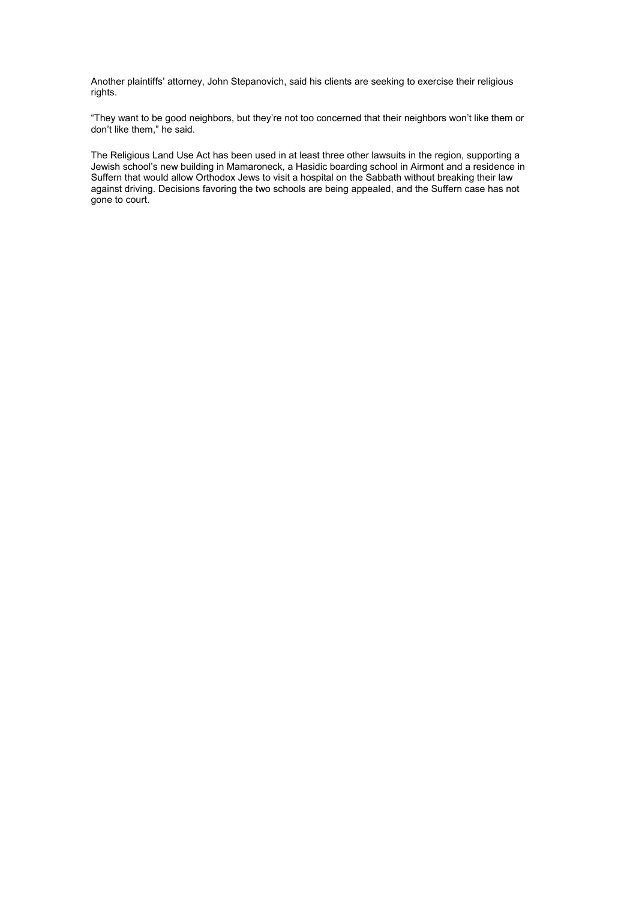Another plaintiffs' attorney, John Stepanovich, said his clients are seeking to exercise their religious rights.

"They want to be good neighbors, but they're not too concerned that their neighbors won't like them or don't like them," he said.

The Religious Land Use Act has been used in at least three other lawsuits in the region, supporting a Jewish school's new building in Mamaroneck, a Hasidic boarding school in Airmont and a residence in Suffern that would allow Orthodox Jews to visit a hospital on the Sabbath without breaking their law against driving. Decisions favoring the two schools are being appealed, and the Suffern case has not gone to court.